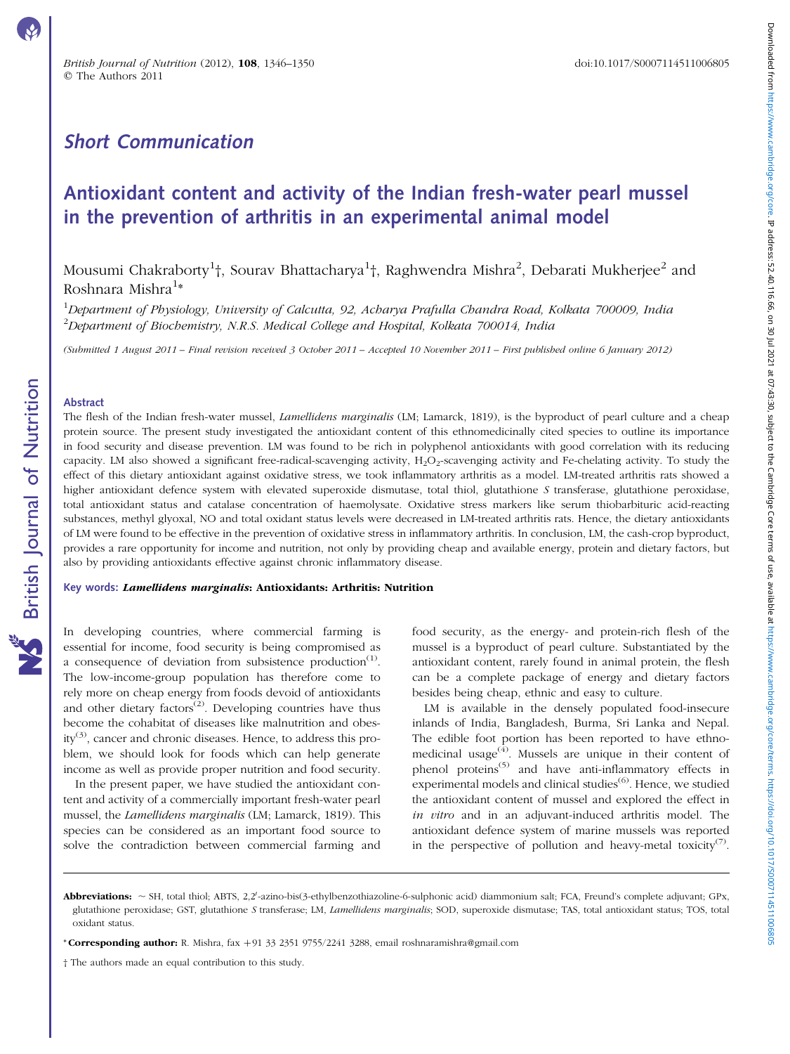## Short Communication

# Antioxidant content and activity of the Indian fresh-water pearl mussel in the prevention of arthritis in an experimental animal model

Mousumi Chakraborty[1]†, Sourav Bhattacharya[1]†, Raghwendra Mishra[2], Debarati Mukherjee[2] and Roshnara Mishra[1]*

[1]*Department of Physiology, University of Calcutta, 92, Acharya Prafulla Chandra Road, Kolkata 700009, India*
[2]*Department of Biochemistry, N.R.S. Medical College and Hospital, Kolkata 700014, India*

*(Submitted 1 August 2011 – Final revision received 3 October 2011 – Accepted 10 November 2011 – First published online 6 January 2012)*

### Abstract

The flesh of the Indian fresh-water mussel, *Lamellidens marginalis* (LM; Lamarck, 1819), is the byproduct of pearl culture and a cheap protein source. The present study investigated the antioxidant content of this ethnomedicinally cited species to outline its importance in food security and disease prevention. LM was found to be rich in polyphenol antioxidants with good correlation with its reducing capacity. LM also showed a significant free-radical-scavenging activity, $H_2O_2$-scavenging activity and Fe-chelating activity. To study the effect of this dietary antioxidant against oxidative stress, we took inflammatory arthritis as a model. LM-treated arthritis rats showed a higher antioxidant defence system with elevated superoxide dismutase, total thiol, glutathione *S* transferase, glutathione peroxidase, total antioxidant status and catalase concentration of haemolysate. Oxidative stress markers like serum thiobarbituric acid-reacting substances, methyl glyoxal, NO and total oxidant status levels were decreased in LM-treated arthritis rats. Hence, the dietary antioxidants of LM were found to be effective in the prevention of oxidative stress in inflammatory arthritis. In conclusion, LM, the cash-crop byproduct, provides a rare opportunity for income and nutrition, not only by providing cheap and available energy, protein and dietary factors, but also by providing antioxidants effective against chronic inflammatory disease.

**Key words:** ***Lamellidens marginalis*: Antioxidants: Arthritis: Nutrition**

In developing countries, where commercial farming is essential for income, food security is being compromised as a consequence of deviation from subsistence production[1]. The low-income-group population has therefore come to rely more on cheap energy from foods devoid of antioxidants and other dietary factors[2]. Developing countries have thus become the cohabitat of diseases like malnutrition and obesity[3], cancer and chronic diseases. Hence, to address this problem, we should look for foods which can help generate income as well as provide proper nutrition and food security.

In the present paper, we have studied the antioxidant content and activity of a commercially important fresh-water pearl mussel, the *Lamellidens marginalis* (LM; Lamarck, 1819). This species can be considered as an important food source to solve the contradiction between commercial farming and food security, as the energy- and protein-rich flesh of the mussel is a byproduct of pearl culture. Substantiated by the antioxidant content, rarely found in animal protein, the flesh can be a complete package of energy and dietary factors besides being cheap, ethnic and easy to culture.

LM is available in the densely populated food-insecure inlands of India, Bangladesh, Burma, Sri Lanka and Nepal. The edible foot portion has been reported to have ethnomedicinal usage[4]. Mussels are unique in their content of phenol proteins[5] and have anti-inflammatory effects in experimental models and clinical studies[6]. Hence, we studied the antioxidant content of mussel and explored the effect in *in vitro* and in an adjuvant-induced arthritis model. The antioxidant defence system of marine mussels was reported in the perspective of pollution and heavy-metal toxicity[7].

---

**Abbreviations:** ~SH, total thiol; ABTS, 2,2′-azino-bis(3-ethylbenzothiazoline-6-sulphonic acid) diammonium salt; FCA, Freund's complete adjuvant; GPx, glutathione peroxidase; GST, glutathione *S* transferase; LM, *Lamellidens marginalis*; SOD, superoxide dismutase; TAS, total antioxidant status; TOS, total oxidant status.

\* **Corresponding author:** R. Mishra, fax +91 33 2351 9755/2241 3288, email roshnaramishra@gmail.com

† The authors made an equal contribution to this study.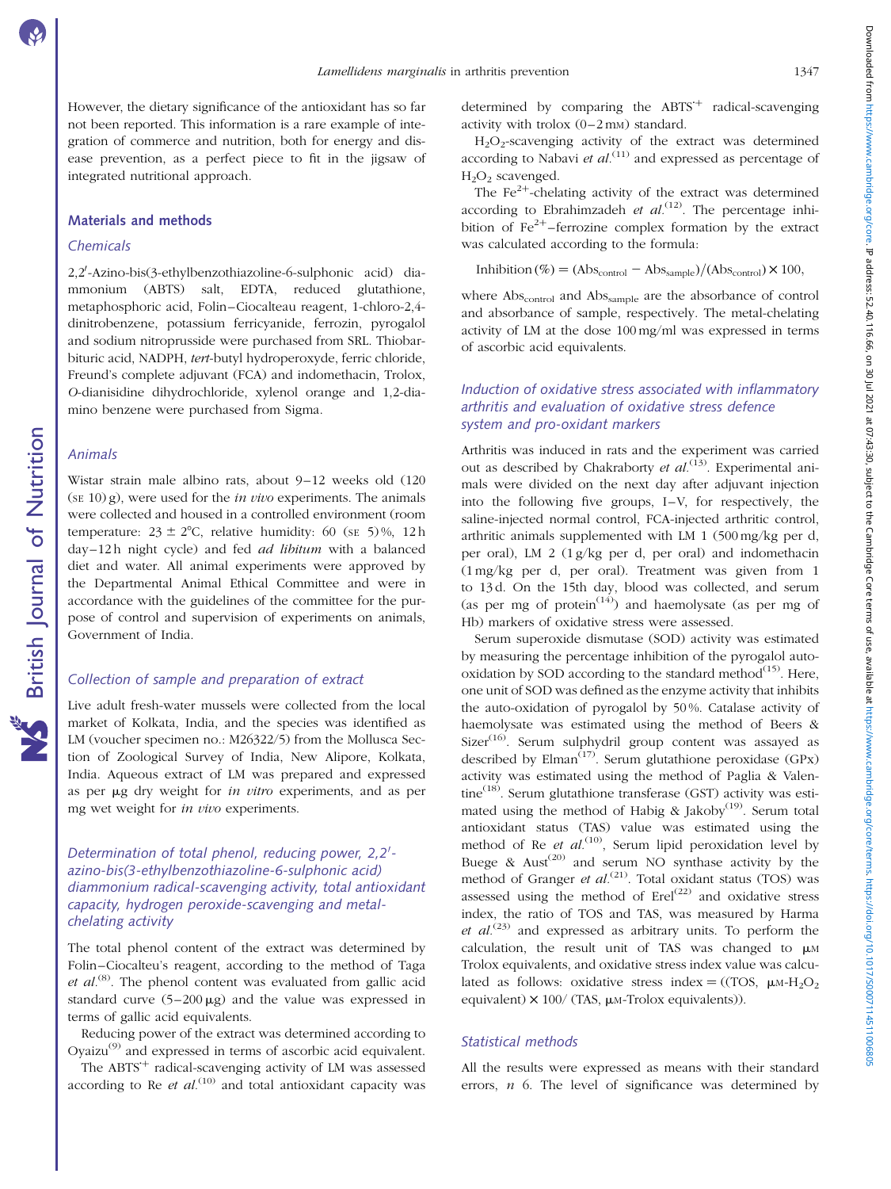However, the dietary significance of the antioxidant has so far not been reported. This information is a rare example of integration of commerce and nutrition, both for energy and disease prevention, as a perfect piece to fit in the jigsaw of integrated nutritional approach.

## Materials and methods

### Chemicals

2,2′-Azino-bis(3-ethylbenzothiazoline-6-sulphonic acid) diammonium (ABTS) salt, EDTA, reduced glutathione, metaphosphoric acid, Folin–Ciocalteau reagent, 1-chloro-2,4-dinitrobenzene, potassium ferricyanide, ferrozin, pyrogalol and sodium nitroprusside were purchased from SRL. Thiobarbituric acid, NADPH, *tert*-butyl hydroperoxyde, ferric chloride, Freund's complete adjuvant (FCA) and indomethacin, Trolox, *O*-dianisidine dihydrochloride, xylenol orange and 1,2-diamino benzene were purchased from Sigma.

### Animals

Wistar strain male albino rats, about 9–12 weeks old (120 (SE 10) g), were used for the *in vivo* experiments. The animals were collected and housed in a controlled environment (room temperature: 23 ± 2°C, relative humidity: 60 (SE 5) %, 12 h day–12 h night cycle) and fed *ad libitum* with a balanced diet and water. All animal experiments were approved by the Departmental Animal Ethical Committee and were in accordance with the guidelines of the committee for the purpose of control and supervision of experiments on animals, Government of India.

### Collection of sample and preparation of extract

Live adult fresh-water mussels were collected from the local market of Kolkata, India, and the species was identified as LM (voucher specimen no.: M26322/5) from the Mollusca Section of Zoological Survey of India, New Alipore, Kolkata, India. Aqueous extract of LM was prepared and expressed as per μg dry weight for *in vitro* experiments, and as per mg wet weight for *in vivo* experiments.

### Determination of total phenol, reducing power, 2,2′-azino-bis(3-ethylbenzothiazoline-6-sulphonic acid) diammonium radical-scavenging activity, total antioxidant capacity, hydrogen peroxide-scavenging and metal-chelating activity

The total phenol content of the extract was determined by Folin–Ciocalteu's reagent, according to the method of Taga *et al.*[8]. The phenol content was evaluated from gallic acid standard curve (5–200 μg) and the value was expressed in terms of gallic acid equivalents.

Reducing power of the extract was determined according to Oyaizu[9] and expressed in terms of ascorbic acid equivalent.

The $ABTS^{\cdot+}$ radical-scavenging activity of LM was assessed according to Re *et al.*[10] and total antioxidant capacity was determined by comparing the $ABTS^{\cdot+}$ radical-scavenging activity with trolox (0–2 mM) standard.

$H_2O_2$-scavenging activity of the extract was determined according to Nabavi *et al.*[11] and expressed as percentage of $H_2O_2$ scavenged.

The $Fe^{2+}$-chelating activity of the extract was determined according to Ebrahimzadeh *et al.*[12]. The percentage inhibition of $Fe^{2+}$–ferrozine complex formation by the extract was calculated according to the formula:

$$\text{Inhibition}\,(\%) = (\text{Abs}_{\text{control}} - \text{Abs}_{\text{sample}})/(\text{Abs}_{\text{control}}) \times 100,$$

where $\text{Abs}_{\text{control}}$ and $\text{Abs}_{\text{sample}}$ are the absorbance of control and absorbance of sample, respectively. The metal-chelating activity of LM at the dose 100 mg/ml was expressed in terms of ascorbic acid equivalents.

### Induction of oxidative stress associated with inflammatory arthritis and evaluation of oxidative stress defence system and pro-oxidant markers

Arthritis was induced in rats and the experiment was carried out as described by Chakraborty *et al.*[13]. Experimental animals were divided on the next day after adjuvant injection into the following five groups, I–V, for respectively, the saline-injected normal control, FCA-injected arthritic control, arthritic animals supplemented with LM 1 (500 mg/kg per d, per oral), LM 2 (1 g/kg per d, per oral) and indomethacin (1 mg/kg per d, per oral). Treatment was given from 1 to 13 d. On the 15th day, blood was collected, and serum (as per mg of protein[14]) and haemolysate (as per mg of Hb) markers of oxidative stress were assessed.

Serum superoxide dismutase (SOD) activity was estimated by measuring the percentage inhibition of the pyrogalol auto-oxidation by SOD according to the standard method[15]. Here, one unit of SOD was defined as the enzyme activity that inhibits the auto-oxidation of pyrogalol by 50 %. Catalase activity of haemolysate was estimated using the method of Beers & Sizer[16]. Serum sulphydril group content was assayed as described by Elman[17]. Serum glutathione peroxidase (GPx) activity was estimated using the method of Paglia & Valentine[18]. Serum glutathione transferase (GST) activity was estimated using the method of Habig & Jakoby[19]. Serum total antioxidant status (TAS) value was estimated using the method of Re *et al.*[10], Serum lipid peroxidation level by Buege & Aust[20] and serum NO synthase activity by the method of Granger *et al.*[21]. Total oxidant status (TOS) was assessed using the method of Erel[22] and oxidative stress index, the ratio of TOS and TAS, was measured by Harma *et al.*[23] and expressed as arbitrary units. To perform the calculation, the result unit of TAS was changed to μM Trolox equivalents, and oxidative stress index value was calculated as follows: oxidative stress index = ((TOS, μM-$H_2O_2$ equivalent) × 100/ (TAS, μM-Trolox equivalents)).

### Statistical methods

All the results were expressed as means with their standard errors, *n* 6. The level of significance was determined by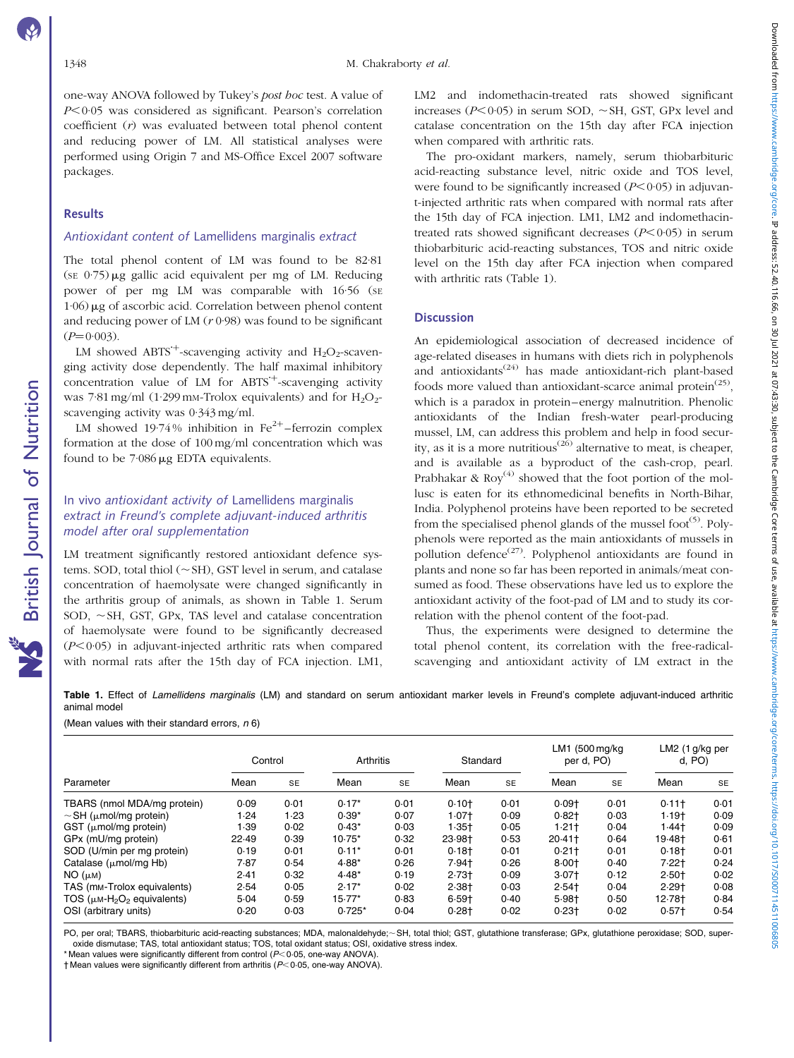one-way ANOVA followed by Tukey's *post hoc* test. A value of $P < 0·05$ was considered as significant. Pearson's correlation coefficient ($r$) was evaluated between total phenol content and reducing power of LM. All statistical analyses were performed using Origin 7 and MS-Office Excel 2007 software packages.

## Results

### Antioxidant content of *Lamellidens marginalis* extract

The total phenol content of LM was found to be 82·81 (SE 0·75) μg gallic acid equivalent per mg of LM. Reducing power of per mg LM was comparable with 16·56 (SE 1·06) μg of ascorbic acid. Correlation between phenol content and reducing power of LM ($r$ 0·98) was found to be significant ($P$=0·003).

LM showed $ABTS^{\cdot +}$-scavenging activity and $H_2O_2$-scavenging activity dose dependently. The half maximal inhibitory concentration value of LM for $ABTS^{\cdot +}$-scavenging activity was 7·81 mg/ml (1·299 mM-Trolox equivalents) and for $H_2O_2$-scavenging activity was 0·343 mg/ml.

LM showed 19·74 % inhibition in $Fe^{2+}$–ferrozin complex formation at the dose of 100 mg/ml concentration which was found to be 7·086 μg EDTA equivalents.

### *In vivo* antioxidant activity of *Lamellidens marginalis* extract in Freund's complete adjuvant-induced arthritis model after oral supplementation

LM treatment significantly restored antioxidant defence systems. SOD, total thiol (~SH), GST level in serum, and catalase concentration of haemolysate were changed significantly in the arthritis group of animals, as shown in Table 1. Serum SOD, ~SH, GST, GPx, TAS level and catalase concentration of haemolysate were found to be significantly decreased ($P < 0·05$) in adjuvant-injected arthritic rats when compared with normal rats after the 15th day of FCA injection. LM1, LM2 and indomethacin-treated rats showed significant increases ($P < 0·05$) in serum SOD, ~SH, GST, GPx level and catalase concentration on the 15th day after FCA injection when compared with arthritic rats.

The pro-oxidant markers, namely, serum thiobarbituric acid-reacting substance level, nitric oxide and TOS level, were found to be significantly increased ($P < 0·05$) in adjuvant-injected arthritic rats when compared with normal rats after the 15th day of FCA injection. LM1, LM2 and indomethacin-treated rats showed significant decreases ($P < 0·05$) in serum thiobarbituric acid-reacting substances, TOS and nitric oxide level on the 15th day after FCA injection when compared with arthritic rats (Table 1).

## Discussion

An epidemiological association of decreased incidence of age-related diseases in humans with diets rich in polyphenols and antioxidants[24] has made antioxidant-rich plant-based foods more valued than antioxidant-scarce animal protein[25], which is a paradox in protein–energy malnutrition. Phenolic antioxidants of the Indian fresh-water pearl-producing mussel, LM, can address this problem and help in food security, as it is a more nutritious[26] alternative to meat, is cheaper, and is available as a byproduct of the cash-crop, pearl. Prabhakar & Roy[4] showed that the foot portion of the mollusc is eaten for its ethnomedicinal benefits in North-Bihar, India. Polyphenol proteins have been reported to be secreted from the specialised phenol glands of the mussel foot[5]. Polyphenols were reported as the main antioxidants of mussels in pollution defence[27]. Polyphenol antioxidants are found in plants and none so far has been reported in animals/meat consumed as food. These observations have led us to explore the antioxidant activity of the foot-pad of LM and to study its correlation with the phenol content of the foot-pad.

Thus, the experiments were designed to determine the total phenol content, its correlation with the free-radical-scavenging and antioxidant activity of LM extract in the

**Table 1.** Effect of *Lamellidens marginalis* (LM) and standard on serum antioxidant marker levels in Freund's complete adjuvant-induced arthritic animal model

(Mean values with their standard errors, *n* 6)

| | Control | | Arthritis | | Standard | | LM1 (500 mg/kg per d, PO) | | LM2 (1 g/kg per d, PO) | |
|---|---|---|---|---|---|---|---|---|---|---|
| Parameter | Mean | SE | Mean | SE | Mean | SE | Mean | SE | Mean | SE |
| TBARS (nmol MDA/mg protein) | 0·09 | 0·01 | 0·17* | 0·01 | 0·10† | 0·01 | 0·09† | 0·01 | 0·11† | 0·01 |
| ~SH (μmol/mg protein) | 1·24 | 1·23 | 0·39* | 0·07 | 1·07† | 0·09 | 0·82† | 0·03 | 1·19† | 0·09 |
| GST (μmol/mg protein) | 1·39 | 0·02 | 0·43* | 0·03 | 1·35† | 0·05 | 1·21† | 0·04 | 1·44† | 0·09 |
| GPx (mU/mg protein) | 22·49 | 0·39 | 10·75* | 0·32 | 23·98† | 0·53 | 20·41† | 0·64 | 19·48† | 0·61 |
| SOD (U/min per mg protein) | 0·19 | 0·01 | 0·11* | 0·01 | 0·18† | 0·01 | 0·21† | 0·01 | 0·18† | 0·01 |
| Catalase (μmol/mg Hb) | 7·87 | 0·54 | 4·88* | 0·26 | 7·94† | 0·26 | 8·00† | 0·40 | 7·22† | 0·24 |
| NO (μM) | 2·41 | 0·32 | 4·48* | 0·19 | 2·73† | 0·09 | 3·07† | 0·12 | 2·50† | 0·02 |
| TAS (mM-Trolox equivalents) | 2·54 | 0·05 | 2·17* | 0·02 | 2·38† | 0·03 | 2·54† | 0·04 | 2·29† | 0·08 |
| TOS (μM-$H_2O_2$ equivalents) | 5·04 | 0·59 | 15·77* | 0·83 | 6·59† | 0·40 | 5·98† | 0·50 | 12·78† | 0·84 |
| OSI (arbitrary units) | 0·20 | 0·03 | 0·725* | 0·04 | 0·28† | 0·02 | 0·23† | 0·02 | 0·57† | 0·54 |

PO, per oral; TBARS, thiobarbituric acid-reacting substances; MDA, malonaldehyde; ~SH, total thiol; GST, glutathione transferase; GPx, glutathione peroxidase; SOD, superoxide dismutase; TAS, total antioxidant status; TOS, total oxidant status; OSI, oxidative stress index.

\* Mean values were significantly different from control ($P < 0·05$, one-way ANOVA).

† Mean values were significantly different from arthritis ($P < 0·05$, one-way ANOVA).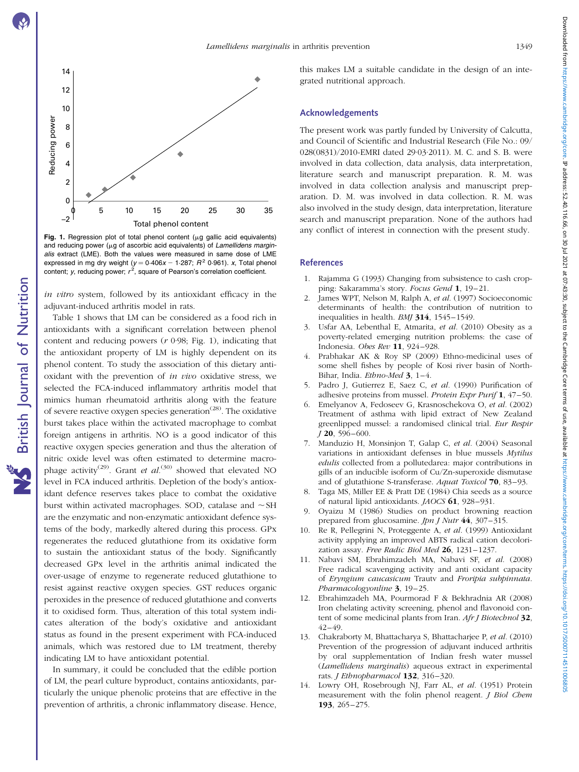Fig. 1. Regression plot of total phenol content (µg gallic acid equivalents) and reducing power (µg of ascorbic acid equivalents) of *Lamellidens marginalis* extract (LME). Both the values were measured in same dose of LME expressed in mg dry weight ($y = 0.406x - 1.287$; $R^2$ 0·961). *x*, Total phenol content; *y*, reducing power; $r^2$, square of Pearson's correlation coefficient.

*in vitro* system, followed by its antioxidant efficacy in the adjuvant-induced arthritis model in rats.

Table 1 shows that LM can be considered as a food rich in antioxidants with a significant correlation between phenol content and reducing powers (*r* 0·98; Fig. 1), indicating that the antioxidant property of LM is highly dependent on its phenol content. To study the association of this dietary antioxidant with the prevention of *in vivo* oxidative stress, we selected the FCA-induced inflammatory arthritis model that mimics human rheumatoid arthritis along with the feature of severe reactive oxygen species generation[28]. The oxidative burst takes place within the activated macrophage to combat foreign antigens in arthritis. NO is a good indicator of this reactive oxygen species generation and thus the alteration of nitric oxide level was often estimated to determine macrophage activity[29]. Grant *et al.*[30] showed that elevated NO level in FCA induced arthritis. Depletion of the body's antioxidant defence reserves takes place to combat the oxidative burst within activated macrophages. SOD, catalase and ~SH are the enzymatic and non-enzymatic antioxidant defence systems of the body, markedly altered during this process. GPx regenerates the reduced glutathione from its oxidative form to sustain the antioxidant status of the body. Significantly decreased GPx level in the arthritis animal indicated the over-usage of enzyme to regenerate reduced glutathione to resist against reactive oxygen species. GST reduces organic peroxides in the presence of reduced glutathione and converts it to oxidised form. Thus, alteration of this total system indicates alteration of the body's oxidative and antioxidant status as found in the present experiment with FCA-induced animals, which was restored due to LM treatment, thereby indicating LM to have antioxidant potential.

In summary, it could be concluded that the edible portion of LM, the pearl culture byproduct, contains antioxidants, particularly the unique phenolic proteins that are effective in the prevention of arthritis, a chronic inflammatory disease. Hence, this makes LM a suitable candidate in the design of an integrated nutritional approach.

## Acknowledgements

The present work was partly funded by University of Calcutta, and Council of Scientific and Industrial Research (File No.: 09/028(0831)/2010-EMRI dated 29·03·2011). M. C. and S. B. were involved in data collection, data analysis, data interpretation, literature search and manuscript preparation. R. M. was involved in data collection analysis and manuscript preparation. D. M. was involved in data collection. R. M. was also involved in the study design, data interpretation, literature search and manuscript preparation. None of the authors had any conflict of interest in connection with the present study.

## References

1. Rajamma G (1993) Changing from subsistence to cash cropping: Sakaramma's story. *Focus Gend* **1**, 19–21.
2. James WPT, Nelson M, Ralph A, *et al.* (1997) Socioeconomic determinants of health: the contribution of nutrition to inequalities in health. *BMJ* **314**, 1545–1549.
3. Usfar AA, Lebenthal E, Atmarita, *et al.* (2010) Obesity as a poverty-related emerging nutrition problems: the case of Indonesia. *Obes Rev* **11**, 924–928.
4. Prabhakar AK & Roy SP (2009) Ethno-medicinal uses of some shell fishes by people of Kosi river basin of North-Bihar, India. *Ethno-Med* **3**, 1–4.
5. Padro J, Gutierrez E, Saez C, *et al.* (1990) Purification of adhesive proteins from mussel. *Protein Expr Purif* **1**, 47–50.
6. Emelyanov A, Fedoseev G, Krasnoschekova O, *et al.* (2002) Treatment of asthma with lipid extract of New Zealand greenlipped mussel: a randomised clinical trial. *Eur Respir J* **20**, 596–600.
7. Manduzio H, Monsinjon T, Galap C, *et al.* (2004) Seasonal variations in antioxidant defenses in blue mussels *Mytilus edulis* collected from a pollutedarea: major contributions in gills of an inducible isoform of Cu/Zn-superoxide dismutase and of glutathione S-transferase. *Aquat Toxicol* **70**, 83–93.
8. Taga MS, Miller EE & Pratt DE (1984) Chia seeds as a source of natural lipid antioxidants. *JAOCS* **61**, 928–931.
9. Oyaizu M (1986) Studies on product browning reaction prepared from glucosamine. *Jpn J Nutr* **44**, 307–315.
10. Re R, Pellegrini N, Proteggente A, *et al.* (1999) Antioxidant activity applying an improved ABTS radical cation decolorization assay. *Free Radic Biol Med* **26**, 1231–1237.
11. Nabavi SM, Ebrahimzadeh MA, Nabavi SF, *et al.* (2008) Free radical scavenging activity and anti oxidant capacity of *Eryngium caucasicum* Trautv and *Froripia subpinnata*. *Pharmacologyonline* **3**, 19–25.
12. Ebrahimzadeh MA, Pourmorad F & Bekhradnia AR (2008) Iron chelating activity screening, phenol and flavonoid content of some medicinal plants from Iran. *Afr J Biotechnol* **32**, 42–49.
13. Chakraborty M, Bhattacharya S, Bhattacharjee P, *et al.* (2010) Prevention of the progression of adjuvant induced arthritis by oral supplementation of Indian fresh water mussel (*Lamellidens marginalis*) aqueous extract in experimental rats. *J Ethnopharmacol* **132**, 316–320.
14. Lowry OH, Rosebrough NJ, Farr AL, *et al.* (1951) Protein measurement with the folin phenol reagent. *J Biol Chem* **193**, 265–275.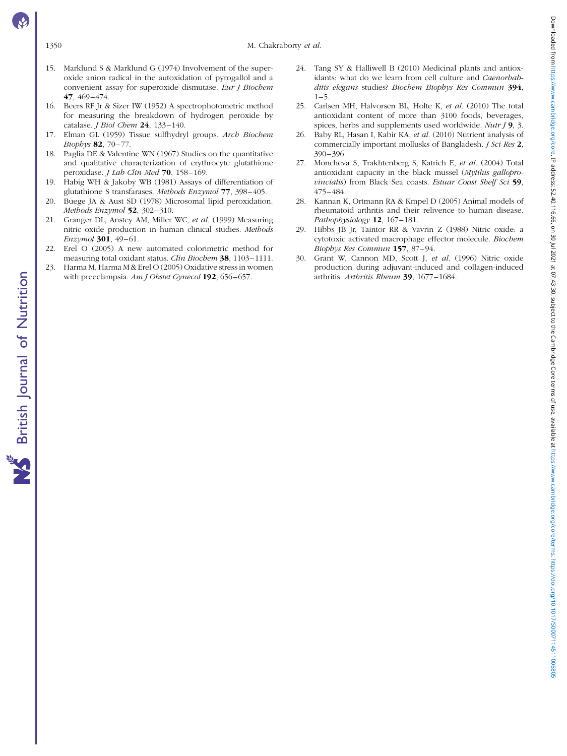15. Marklund S & Marklund G (1974) Involvement of the superoxide anion radical in the autoxidation of pyrogallol and a convenient assay for superoxide dismutase. *Eur J Biochem* **47**, 469–474.
16. Beers RF Jr & Sizer IW (1952) A spectrophotometric method for measuring the breakdown of hydrogen peroxide by catalase. *J Biol Chem* **24**, 133–140.
17. Elman GL (1959) Tissue sulfhydryl groups. *Arch Biochem Biophys* **82**, 70–77.
18. Paglia DE & Valentine WN (1967) Studies on the quantitative and qualitative characterization of erythrocyte glutathione peroxidase. *J Lab Clin Med* **70**, 158–169.
19. Habig WH & Jakoby WB (1981) Assays of differentiation of glutathione S transfarases. *Methods Enzymol* **77**, 398–405.
20. Buege JA & Aust SD (1978) Microsomal lipid peroxidation. *Methods Enzymol* **52**, 302–310.
21. Granger DL, Anstey AM, Miller WC, *et al.* (1999) Measuring nitric oxide production in human clinical studies. *Methods Enzymol* **301**, 49–61.
22. Erel O (2005) A new automated colorimetric method for measuring total oxidant status. *Clin Biochem* **38**, 1103–1111.
23. Harma M, Harma M & Erel O (2005) Oxidative stress in women with preeclampsia. *Am J Obstet Gynecol* **192**, 656–657.
24. Tang SY & Halliwell B (2010) Medicinal plants and antioxidants: what do we learn from cell culture and *Caenorhabditis elegans* studies? *Biochem Biophys Res Commun* **394**, 1–5.
25. Carlsen MH, Halvorsen BL, Holte K, *et al.* (2010) The total antioxidant content of more than 3100 foods, beverages, spices, herbs and supplements used worldwide. *Nutr J* **9**, 3.
26. Baby RL, Hasan I, Kabir KA, *et al.* (2010) Nutrient analysis of commercially important mollusks of Bangladesh. *J Sci Res* **2**, 390–396.
27. Moncheva S, Trakhtenberg S, Katrich E, *et al.* (2004) Total antioxidant capacity in the black mussel (*Mytilus galloprovincialis*) from Black Sea coasts. *Estuar Coast Shelf Sci* **59**, 475–484.
28. Kannan K, Ortmann RA & Kmpel D (2005) Animal models of rheumatoid arthritis and their relivence to human disease. *Pathophysiology* **12**, 167–181.
29. Hibbs JB Jr, Taintor RR & Vavrin Z (1988) Nitric oxide: a cytotoxic activated macrophage effector molecule. *Biochem Biophys Res Commun* **157**, 87–94.
30. Grant W, Cannon MD, Scott J, *et al.* (1996) Nitric oxide production during adjuvant-induced and collagen-induced arthritis. *Arthritis Rheum* **39**, 1677–1684.